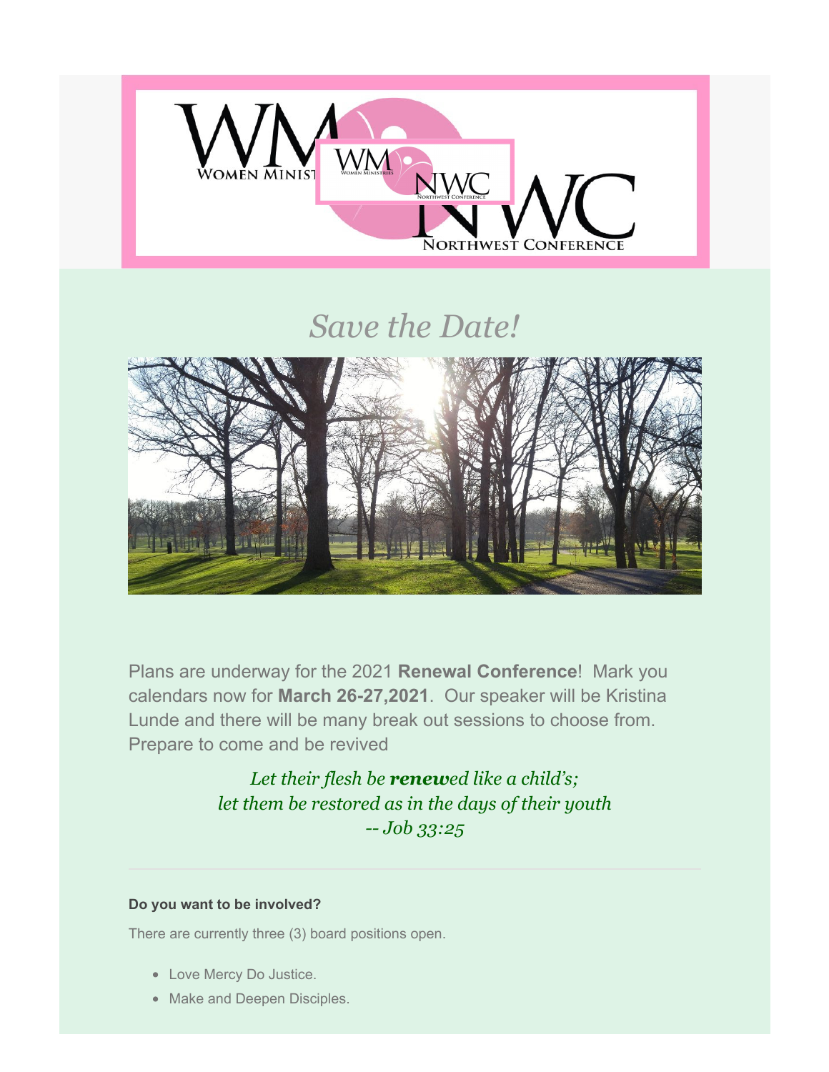# Save the Date!

Plans are underway for the 2021 **Renewal Conference**! Mark you calendars now for **March 26-27,2021**. Our speaker will be Kristina Lunde and there will be many break out sessions to choose from. Prepare to come and be revived

*Let their flesh be **renew**ed like a child's;*
*let them be restored as in the days of their youth*
*-- Job 33:25*

---

**Do you want to be involved?**

There are currently three (3) board positions open.

- Love Mercy Do Justice.
- Make and Deepen Disciples.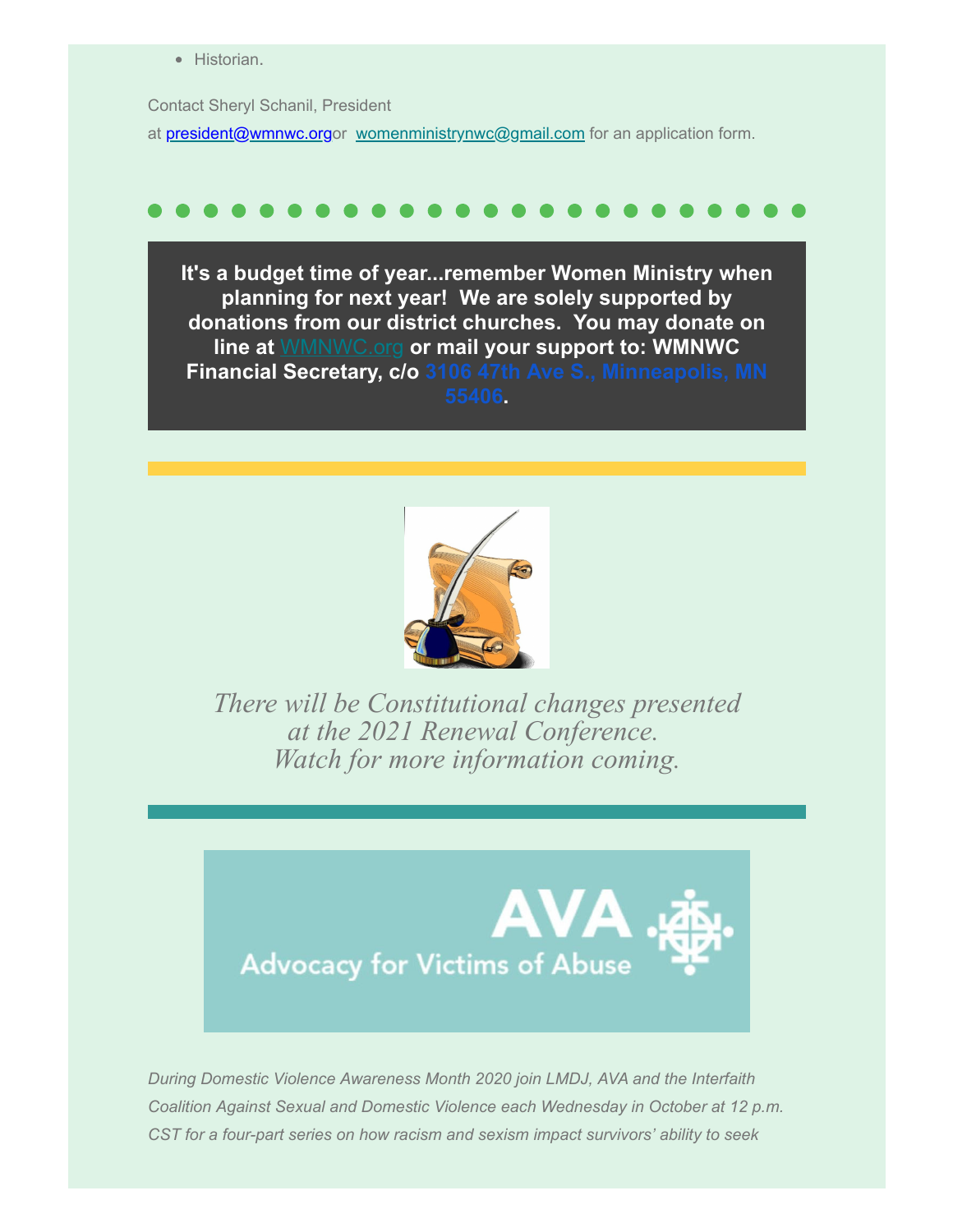- Historian.

Contact Sheryl Schanil, President

at president@wmnwc.orgor  womenministrynwc@gmail.com for an application form.

**It's a budget time of year...remember Women Ministry when planning for next year!  We are solely supported by donations from our district churches.  You may donate on line at WMNWC.org or mail your support to: WMNWC Financial Secretary, c/o 3106 47th Ave S., Minneapolis, MN 55406.**

*There will be Constitutional changes presented at the 2021 Renewal Conference. Watch for more information coming.*

AVA Advocacy for Victims of Abuse

*During Domestic Violence Awareness Month 2020 join LMDJ, AVA and the Interfaith Coalition Against Sexual and Domestic Violence each Wednesday in October at 12 p.m. CST for a four-part series on how racism and sexism impact survivors' ability to seek*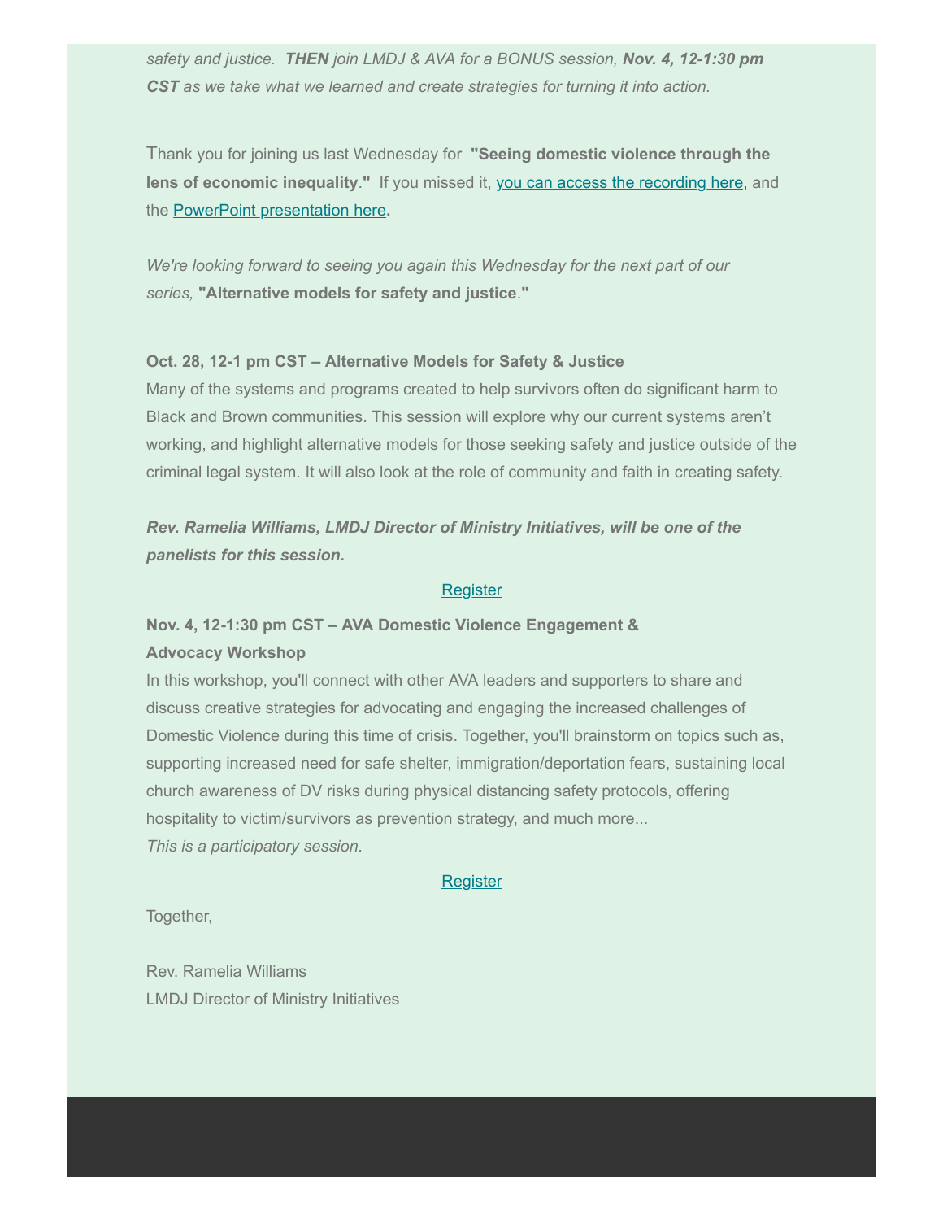*safety and justice.* ***THEN*** *join LMDJ & AVA for a BONUS session,* ***Nov. 4, 12-1:30 pm CST*** *as we take what we learned and create strategies for turning it into action.*

Thank you for joining us last Wednesday for **"Seeing domestic violence through the lens of economic inequality."** If you missed it, you can access the recording here, and the PowerPoint presentation here**.**

*We're looking forward to seeing you again this Wednesday for the next part of our series,* **"Alternative models for safety and justice."**

**Oct. 28, 12-1 pm CST – Alternative Models for Safety & Justice**
Many of the systems and programs created to help survivors often do significant harm to Black and Brown communities. This session will explore why our current systems aren't working, and highlight alternative models for those seeking safety and justice outside of the criminal legal system. It will also look at the role of community and faith in creating safety.

***Rev. Ramelia Williams, LMDJ Director of Ministry Initiatives, will be one of the panelists for this session.***

Register

**Nov. 4, 12-1:30 pm CST – AVA Domestic Violence Engagement & Advocacy Workshop**
In this workshop, you'll connect with other AVA leaders and supporters to share and discuss creative strategies for advocating and engaging the increased challenges of Domestic Violence during this time of crisis. Together, you'll brainstorm on topics such as, supporting increased need for safe shelter, immigration/deportation fears, sustaining local church awareness of DV risks during physical distancing safety protocols, offering hospitality to victim/survivors as prevention strategy, and much more...
*This is a participatory session.*

Register

Together,

Rev. Ramelia Williams
LMDJ Director of Ministry Initiatives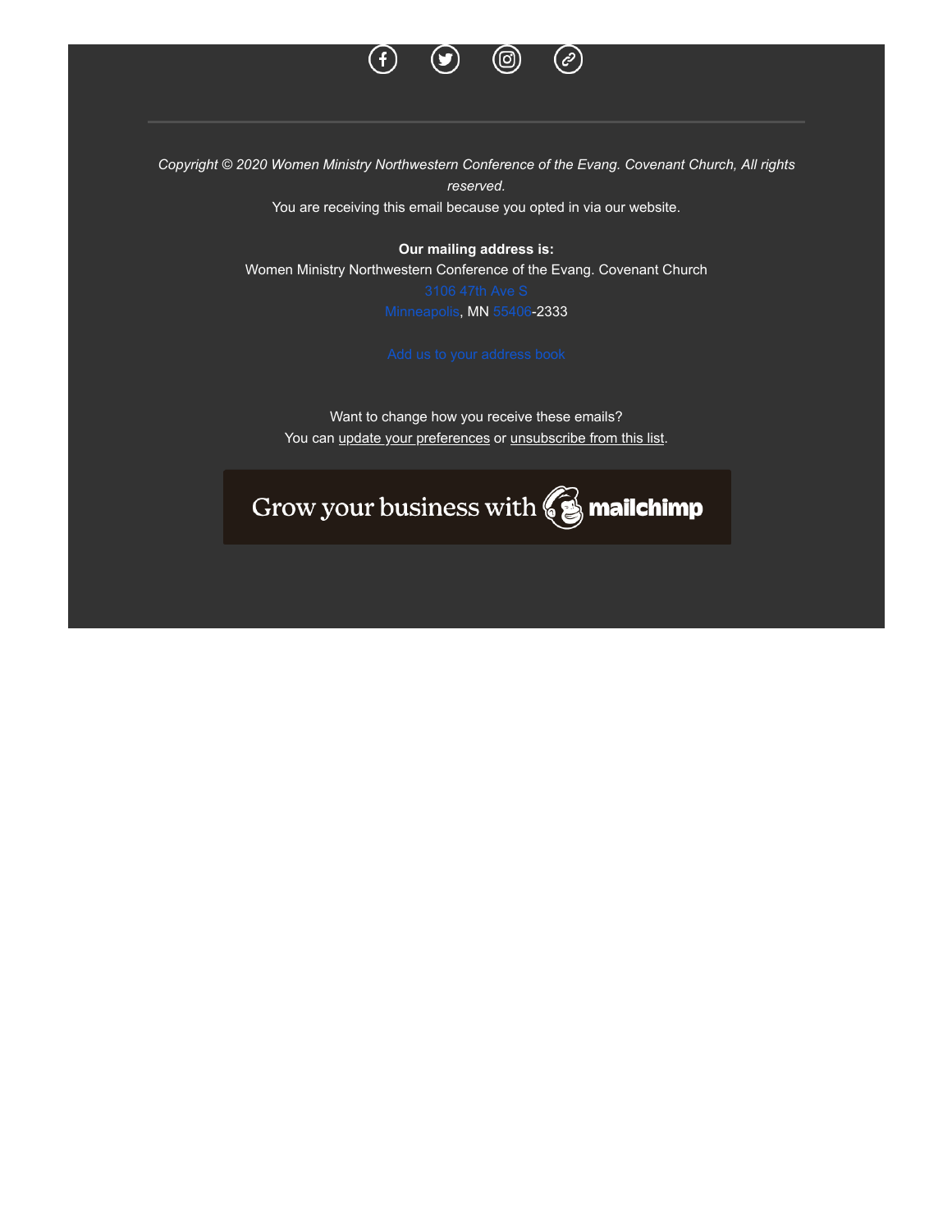*Copyright © 2020 Women Ministry Northwestern Conference of the Evang. Covenant Church, All rights reserved.*

You are receiving this email because you opted in via our website.

**Our mailing address is:**

Women Ministry Northwestern Conference of the Evang. Covenant Church
3106 47th Ave S
Minneapolis, MN 55406-2333

Add us to your address book

Want to change how you receive these emails?
You can update your preferences or unsubscribe from this list.

Grow your business with mailchimp